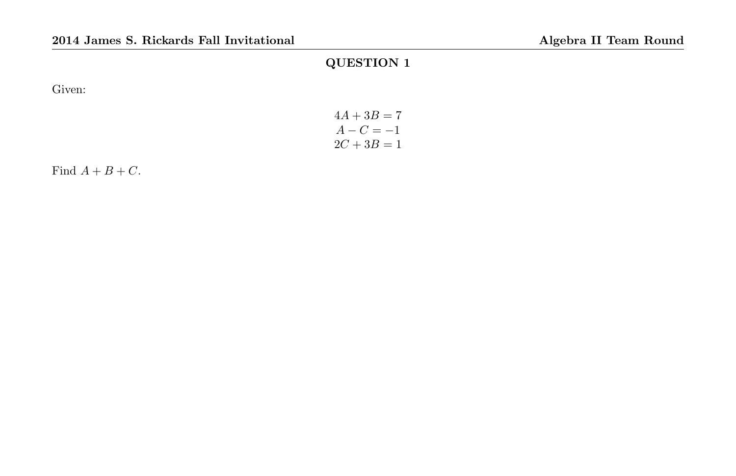## QUESTION 1

Given:

$$4A + 3B = 7$$
$$A - C = -1$$
$$2C + 3B = 1$$

Find $A + B + C$.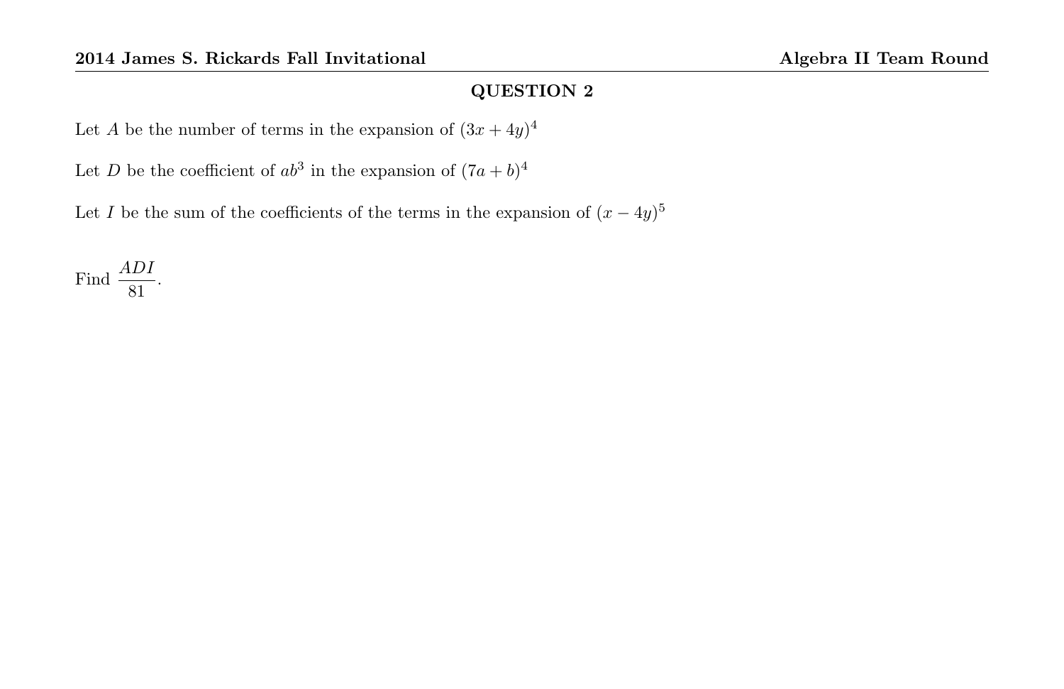## QUESTION 2

Let $A$ be the number of terms in the expansion of $(3x + 4y)^4$

Let $D$ be the coefficient of $ab^3$ in the expansion of $(7a + b)^4$

Let $I$ be the sum of the coefficients of the terms in the expansion of $(x - 4y)^5$

Find $\dfrac{ADI}{81}$.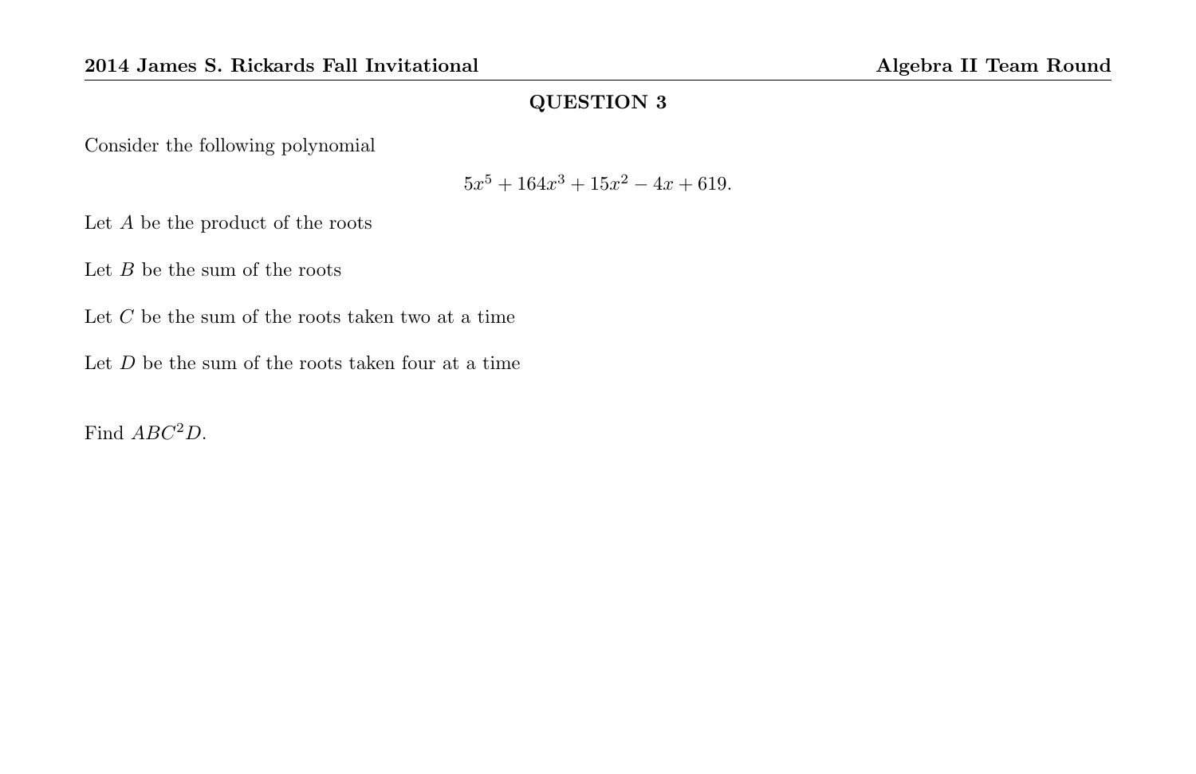## QUESTION 3

Consider the following polynomial

$$5x^5 + 164x^3 + 15x^2 - 4x + 619.$$

Let $A$ be the product of the roots

Let $B$ be the sum of the roots

Let $C$ be the sum of the roots taken two at a time

Let $D$ be the sum of the roots taken four at a time

Find $ABC^2D$.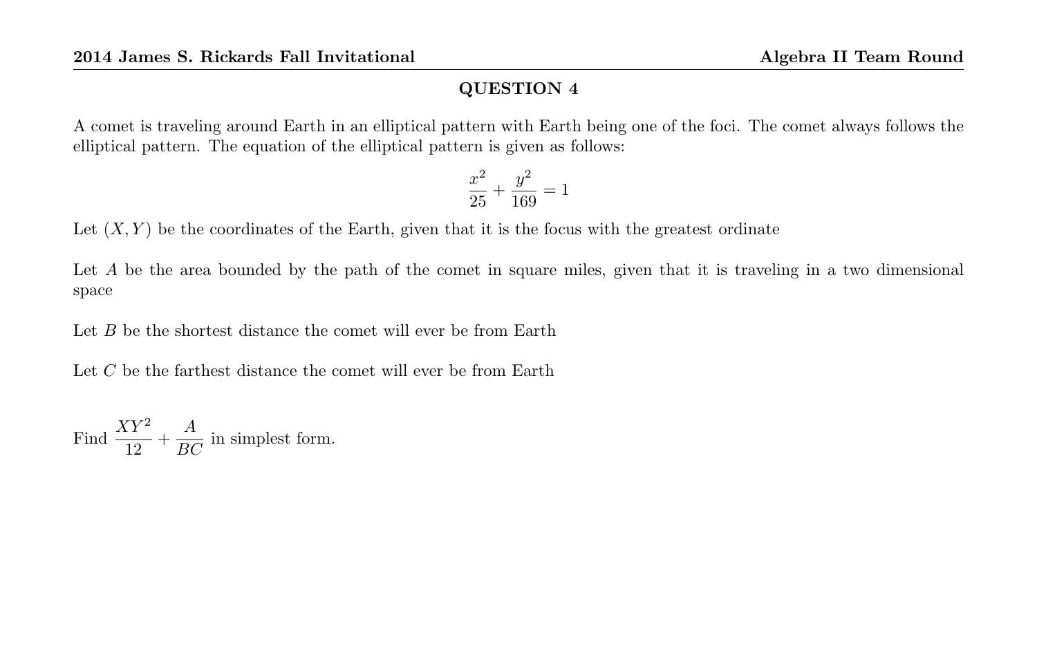## QUESTION 4

A comet is traveling around Earth in an elliptical pattern with Earth being one of the foci. The comet always follows the elliptical pattern. The equation of the elliptical pattern is given as follows:

$$\frac{x^2}{25} + \frac{y^2}{169} = 1$$

Let $(X, Y)$ be the coordinates of the Earth, given that it is the focus with the greatest ordinate

Let $A$ be the area bounded by the path of the comet in square miles, given that it is traveling in a two dimensional space

Let $B$ be the shortest distance the comet will ever be from Earth

Let $C$ be the farthest distance the comet will ever be from Earth

Find $\dfrac{XY^2}{12} + \dfrac{A}{BC}$ in simplest form.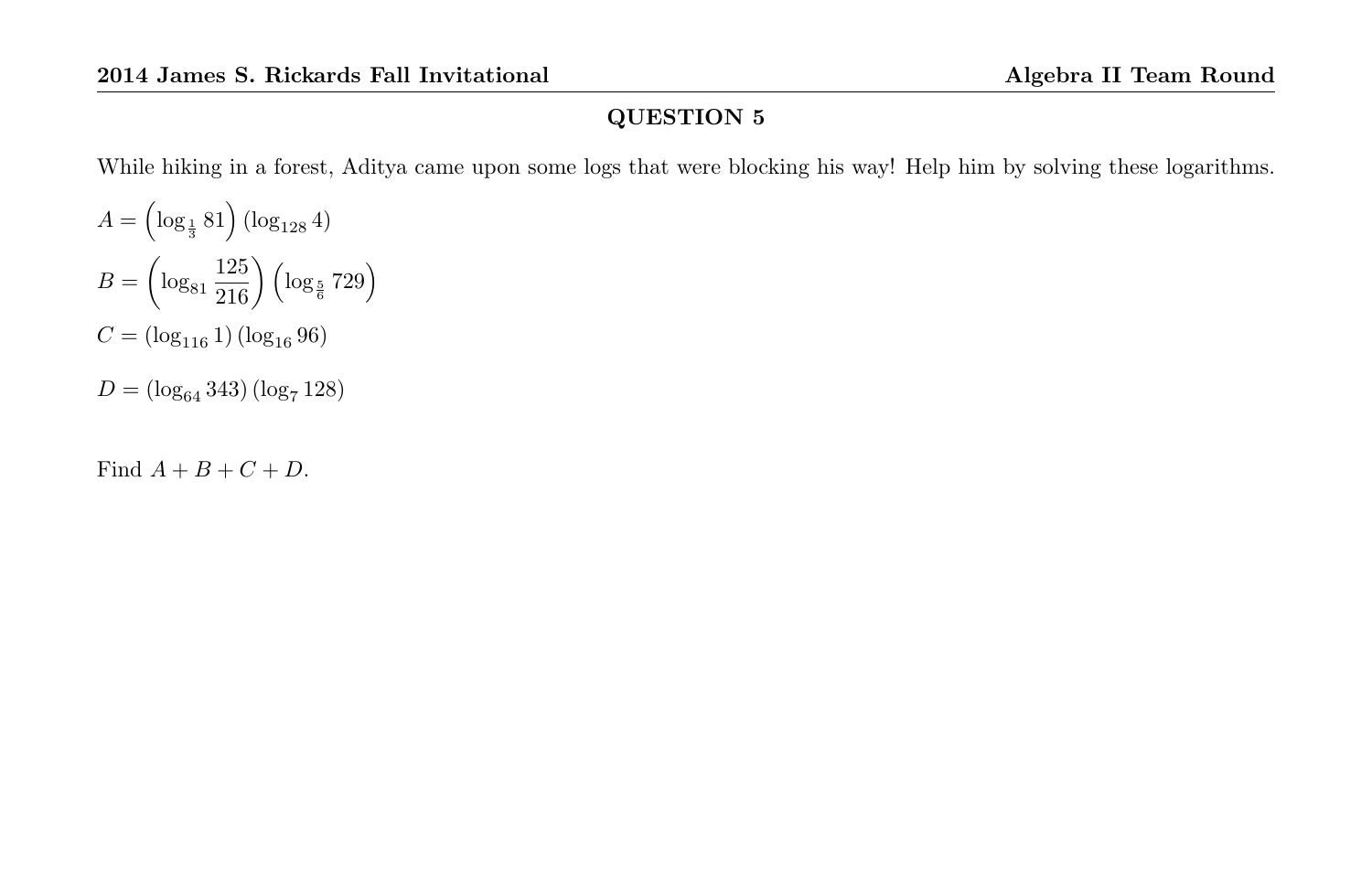**QUESTION 5**

While hiking in a forest, Aditya came upon some logs that were blocking his way! Help him by solving these logarithms.

$A = \left(\log_{\frac{1}{3}} 81\right)(\log_{128} 4)$

$B = \left(\log_{81} \dfrac{125}{216}\right)\left(\log_{\frac{5}{6}} 729\right)$

$C = (\log_{116} 1)(\log_{16} 96)$

$D = (\log_{64} 343)(\log_{7} 128)$

Find $A + B + C + D$.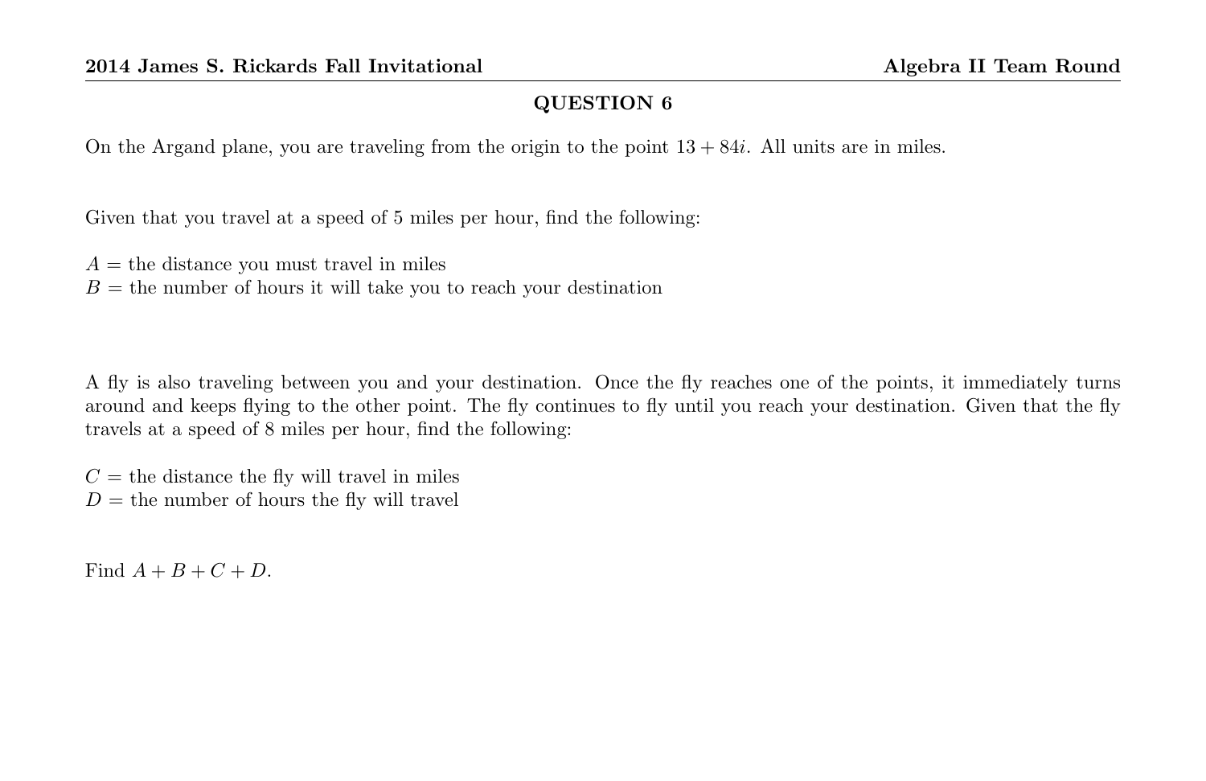## QUESTION 6

On the Argand plane, you are traveling from the origin to the point $13 + 84i$. All units are in miles.

Given that you travel at a speed of 5 miles per hour, find the following:

$A =$ the distance you must travel in miles  
$B =$ the number of hours it will take you to reach your destination

A fly is also traveling between you and your destination. Once the fly reaches one of the points, it immediately turns around and keeps flying to the other point. The fly continues to fly until you reach your destination. Given that the fly travels at a speed of 8 miles per hour, find the following:

$C =$ the distance the fly will travel in miles  
$D =$ the number of hours the fly will travel

Find $A + B + C + D$.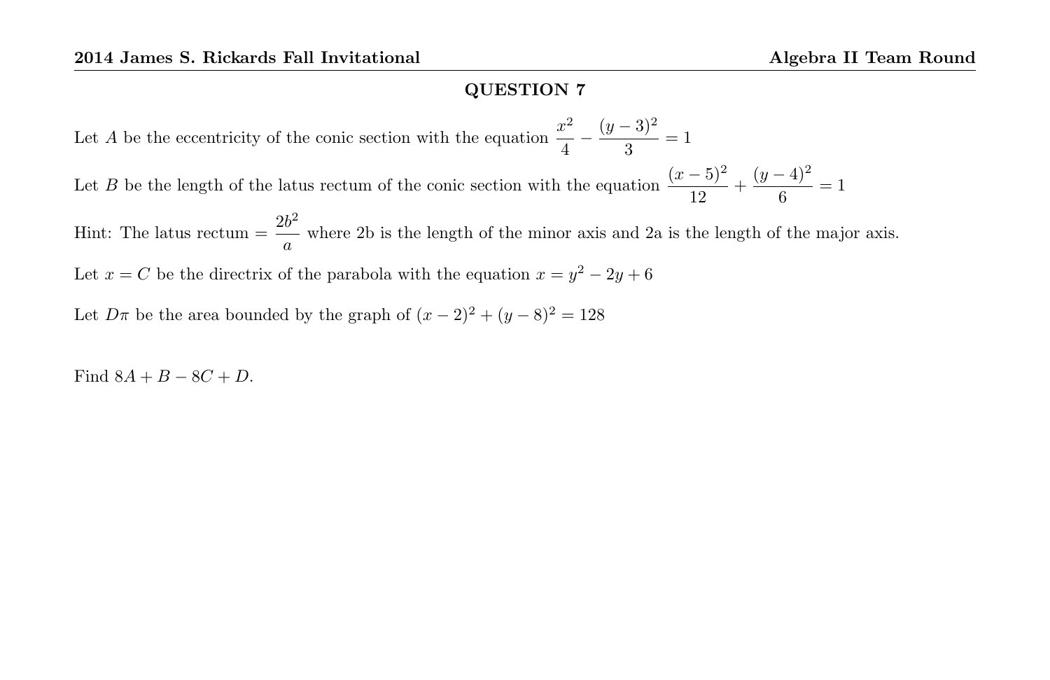## QUESTION 7

Let $A$ be the eccentricity of the conic section with the equation $\dfrac{x^2}{4} - \dfrac{(y-3)^2}{3} = 1$

Let $B$ be the length of the latus rectum of the conic section with the equation $\dfrac{(x-5)^2}{12} + \dfrac{(y-4)^2}{6} = 1$

Hint: The latus rectum $= \dfrac{2b^2}{a}$ where 2b is the length of the minor axis and 2a is the length of the major axis.

Let $x = C$ be the directrix of the parabola with the equation $x = y^2 - 2y + 6$

Let $D\pi$ be the area bounded by the graph of $(x-2)^2 + (y-8)^2 = 128$

Find $8A + B - 8C + D$.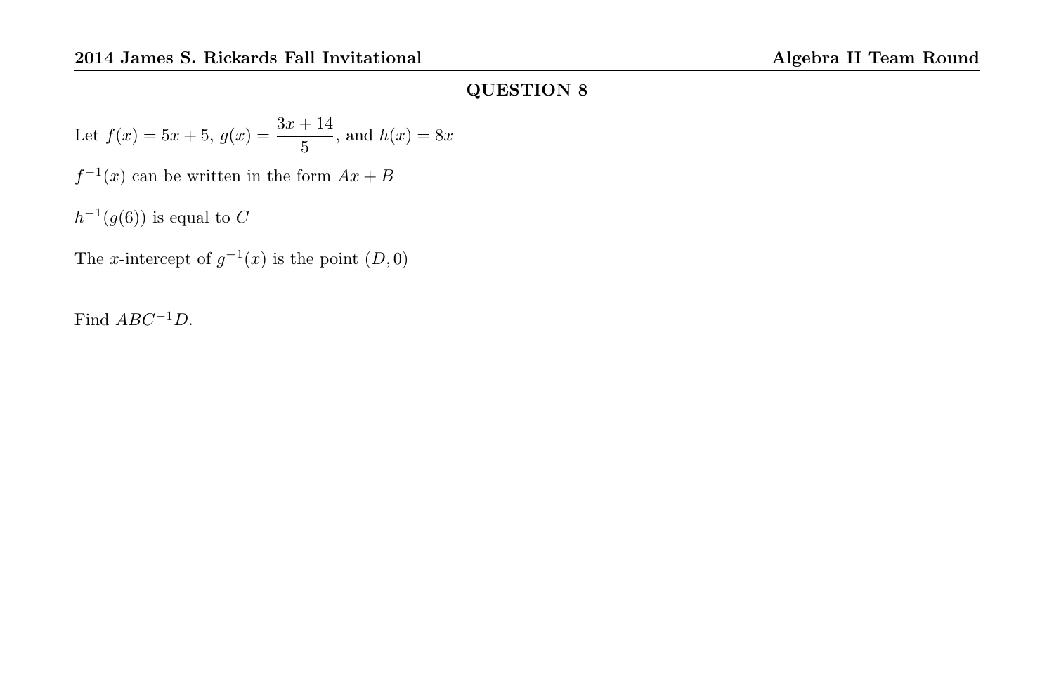## QUESTION 8

Let $f(x) = 5x + 5$, $g(x) = \dfrac{3x + 14}{5}$, and $h(x) = 8x$

$f^{-1}(x)$ can be written in the form $Ax + B$

$h^{-1}(g(6))$ is equal to $C$

The $x$-intercept of $g^{-1}(x)$ is the point $(D, 0)$

Find $ABC^{-1}D$.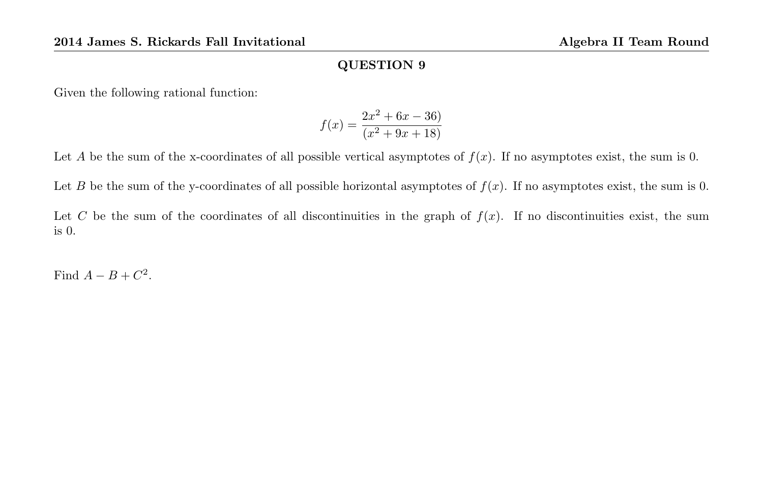## QUESTION 9

Given the following rational function:

$$f(x) = \frac{2x^2 + 6x - 36)}{(x^2 + 9x + 18)}$$

Let $A$ be the sum of the x-coordinates of all possible vertical asymptotes of $f(x)$. If no asymptotes exist, the sum is 0.

Let $B$ be the sum of the y-coordinates of all possible horizontal asymptotes of $f(x)$. If no asymptotes exist, the sum is 0.

Let $C$ be the sum of the coordinates of all discontinuities in the graph of $f(x)$. If no discontinuities exist, the sum is 0.

Find $A - B + C^2$.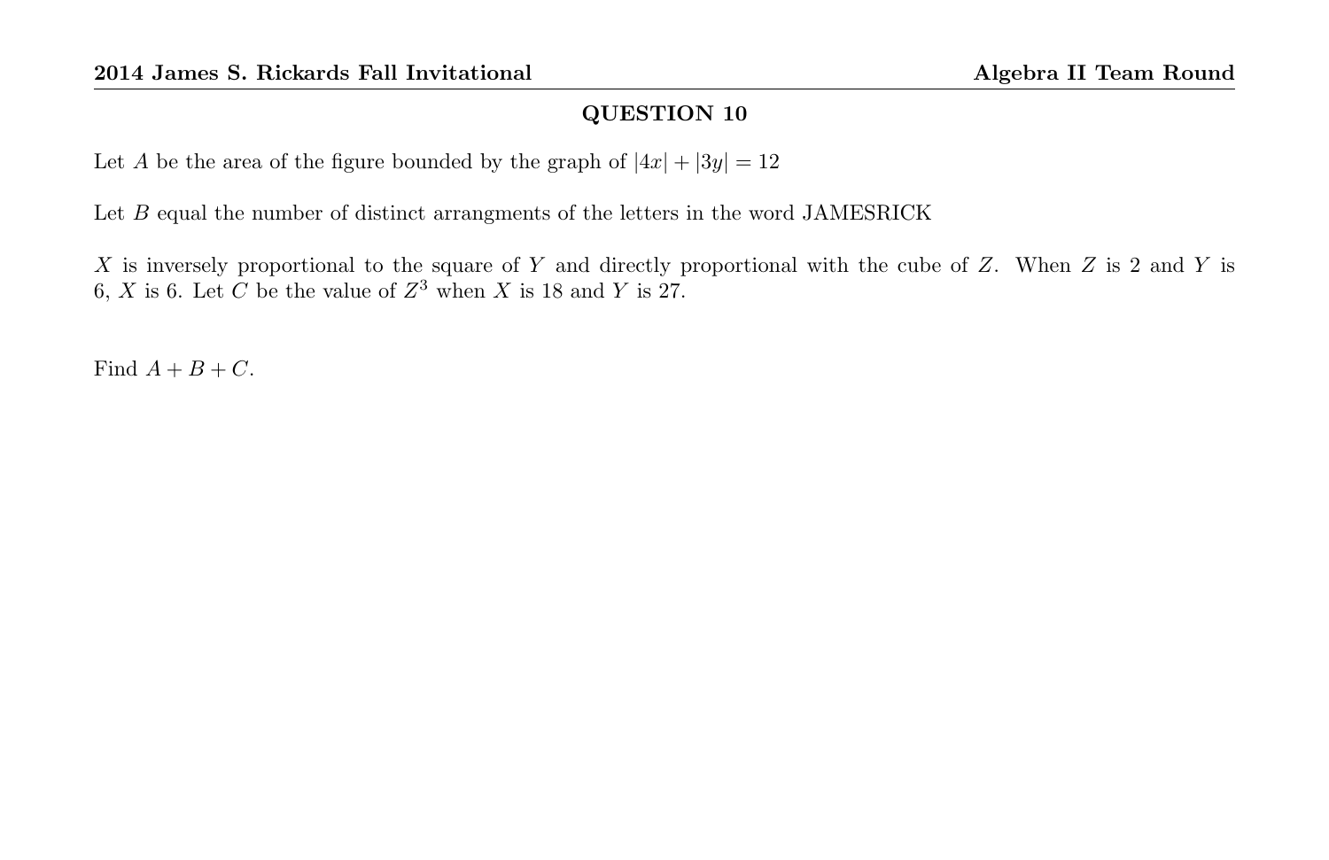## QUESTION 10

Let $A$ be the area of the figure bounded by the graph of $|4x| + |3y| = 12$

Let $B$ equal the number of distinct arrangments of the letters in the word JAMESRICK

$X$ is inversely proportional to the square of $Y$ and directly proportional with the cube of $Z$. When $Z$ is 2 and $Y$ is 6, $X$ is 6. Let $C$ be the value of $Z^3$ when $X$ is 18 and $Y$ is 27.

Find $A + B + C$.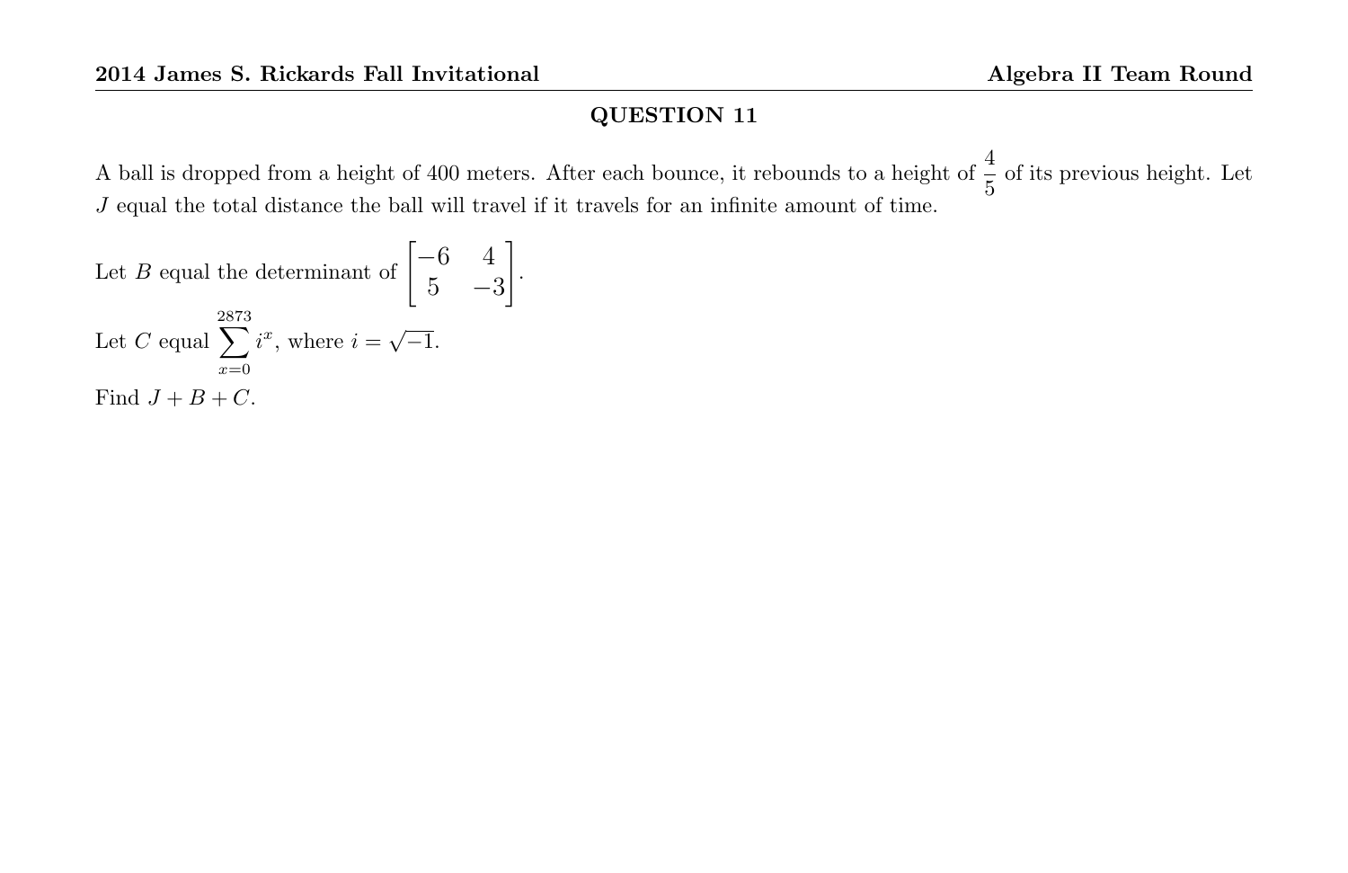## QUESTION 11

A ball is dropped from a height of 400 meters. After each bounce, it rebounds to a height of $\frac{4}{5}$ of its previous height. Let $J$ equal the total distance the ball will travel if it travels for an infinite amount of time.

Let $B$ equal the determinant of $\begin{bmatrix} -6 & 4 \\ 5 & -3 \end{bmatrix}$.

Let $C$ equal $\sum_{x=0}^{2873} i^x$, where $i = \sqrt{-1}$.

Find $J + B + C$.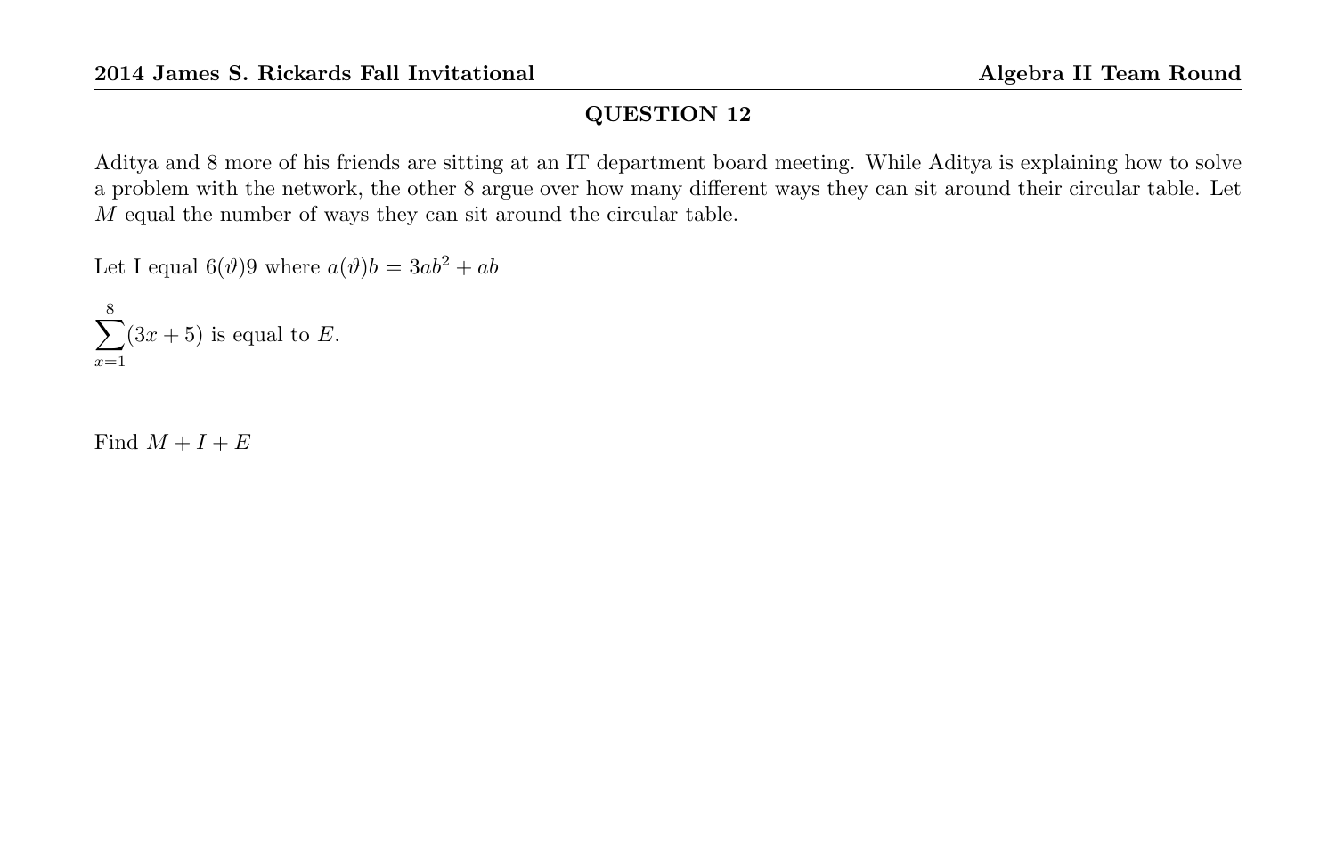## QUESTION 12

Aditya and 8 more of his friends are sitting at an IT department board meeting. While Aditya is explaining how to solve a problem with the network, the other 8 argue over how many different ways they can sit around their circular table. Let $M$ equal the number of ways they can sit around the circular table.

Let I equal $6(\vartheta)9$ where $a(\vartheta)b = 3ab^2 + ab$

$\sum_{x=1}^{8}(3x + 5)$ is equal to $E$.

Find $M + I + E$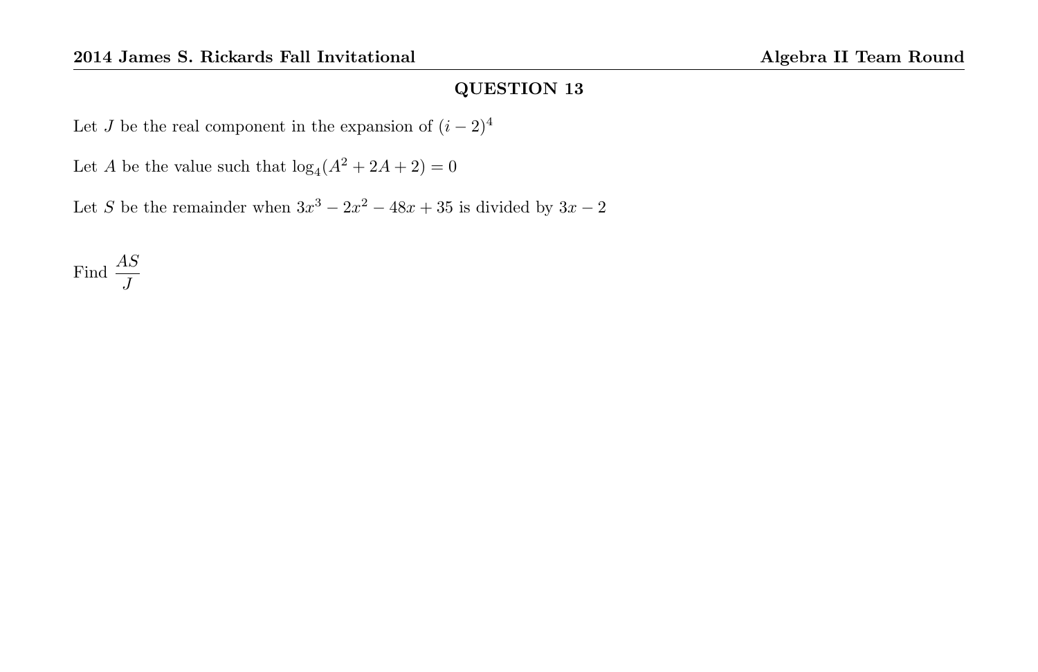## QUESTION 13

Let $J$ be the real component in the expansion of $(i-2)^4$

Let $A$ be the value such that $\log_4(A^2+2A+2)=0$

Let $S$ be the remainder when $3x^3-2x^2-48x+35$ is divided by $3x-2$

Find $\dfrac{AS}{J}$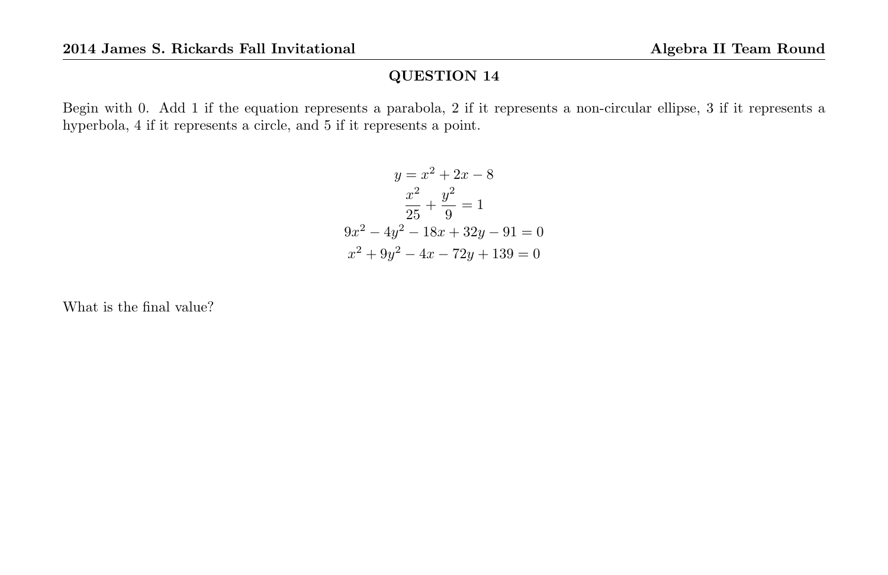## QUESTION 14

Begin with 0. Add 1 if the equation represents a parabola, 2 if it represents a non-circular ellipse, 3 if it represents a hyperbola, 4 if it represents a circle, and 5 if it represents a point.

$$y = x^2 + 2x - 8$$
$$\frac{x^2}{25} + \frac{y^2}{9} = 1$$
$$9x^2 - 4y^2 - 18x + 32y - 91 = 0$$
$$x^2 + 9y^2 - 4x - 72y + 139 = 0$$

What is the final value?